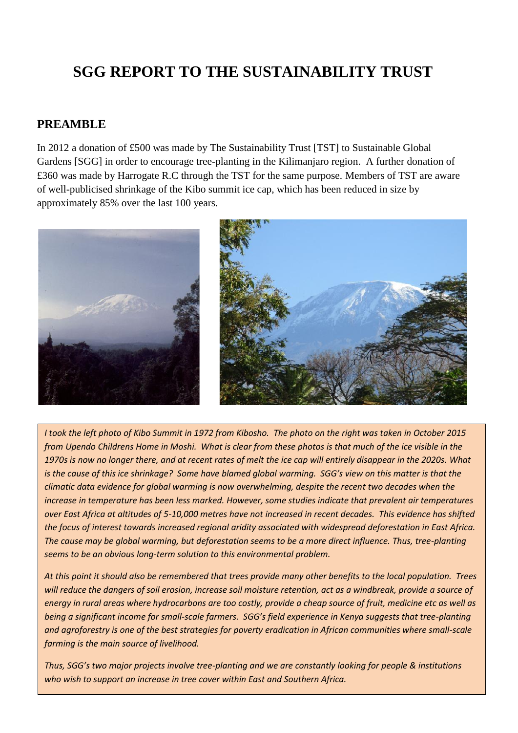# SGG REPORT TO THE SUSTAINABILITY TRUST

## PREAMBLE

In 2012 a donation of £500 was made by The Sustainability Trust [TST] to Sustainable Global Gardens [SGG] in order to encourage tree-planting in the Kilimanjaro region. A further donation of £360 was made by Harrogate R.C through the TST for the same purpose. Members of TST are aware of well-publicised shrinkage of the Kibo summit ice cap, which has been reduced in size by approximately 85% over the last 100 years.

*I took the left photo of Kibo Summit in 1972 from Kibosho. The photo on the right was taken in October 2015 from Upendo Childrens Home in Moshi. What is clear from these photos is that much of the ice visible in the 1970s is now no longer there, and at recent rates of melt the ice cap will entirely disappear in the 2020s. What is the cause of this ice shrinkage? Some have blamed global warming. SGG's view on this matter is that the climatic data evidence for global warming is now overwhelming, despite the recent two decades when the increase in temperature has been less marked. However, some studies indicate that prevalent air temperatures over East Africa at altitudes of 5-10,000 metres have not increased in recent decades. This evidence has shifted the focus of interest towards increased regional aridity associated with widespread deforestation in East Africa. The cause may be global warming, but deforestation seems to be a more direct influence. Thus, tree-planting seems to be an obvious long-term solution to this environmental problem.*

*At this point it should also be remembered that trees provide many other benefits to the local population. Trees will reduce the dangers of soil erosion, increase soil moisture retention, act as a windbreak, provide a source of energy in rural areas where hydrocarbons are too costly, provide a cheap source of fruit, medicine etc as well as being a significant income for small-scale farmers. SGG's field experience in Kenya suggests that tree-planting and agroforestry is one of the best strategies for poverty eradication in African communities where small-scale farming is the main source of livelihood.*

*Thus, SGG's two major projects involve tree-planting and we are constantly looking for people & institutions who wish to support an increase in tree cover within East and Southern Africa.*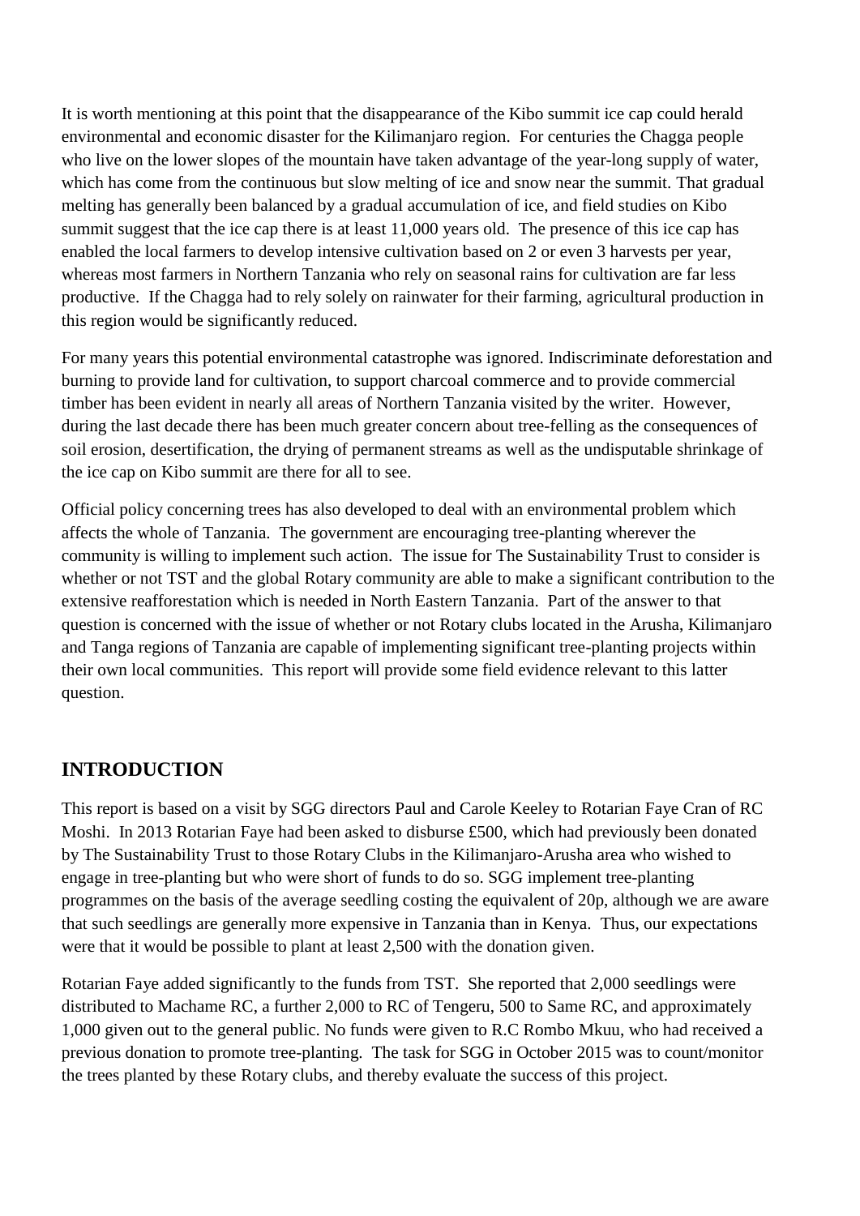It is worth mentioning at this point that the disappearance of the Kibo summit ice cap could herald environmental and economic disaster for the Kilimanjaro region. For centuries the Chagga people who live on the lower slopes of the mountain have taken advantage of the year-long supply of water, which has come from the continuous but slow melting of ice and snow near the summit. That gradual melting has generally been balanced by a gradual accumulation of ice, and field studies on Kibo summit suggest that the ice cap there is at least 11,000 years old. The presence of this ice cap has enabled the local farmers to develop intensive cultivation based on 2 or even 3 harvests per year, whereas most farmers in Northern Tanzania who rely on seasonal rains for cultivation are far less productive. If the Chagga had to rely solely on rainwater for their farming, agricultural production in this region would be significantly reduced.

For many years this potential environmental catastrophe was ignored. Indiscriminate deforestation and burning to provide land for cultivation, to support charcoal commerce and to provide commercial timber has been evident in nearly all areas of Northern Tanzania visited by the writer. However, during the last decade there has been much greater concern about tree-felling as the consequences of soil erosion, desertification, the drying of permanent streams as well as the undisputable shrinkage of the ice cap on Kibo summit are there for all to see.

Official policy concerning trees has also developed to deal with an environmental problem which affects the whole of Tanzania. The government are encouraging tree-planting wherever the community is willing to implement such action. The issue for The Sustainability Trust to consider is whether or not TST and the global Rotary community are able to make a significant contribution to the extensive reafforestation which is needed in North Eastern Tanzania. Part of the answer to that question is concerned with the issue of whether or not Rotary clubs located in the Arusha, Kilimanjaro and Tanga regions of Tanzania are capable of implementing significant tree-planting projects within their own local communities. This report will provide some field evidence relevant to this latter question.

## INTRODUCTION

This report is based on a visit by SGG directors Paul and Carole Keeley to Rotarian Faye Cran of RC Moshi. In 2013 Rotarian Faye had been asked to disburse £500, which had previously been donated by The Sustainability Trust to those Rotary Clubs in the Kilimanjaro-Arusha area who wished to engage in tree-planting but who were short of funds to do so. SGG implement tree-planting programmes on the basis of the average seedling costing the equivalent of 20p, although we are aware that such seedlings are generally more expensive in Tanzania than in Kenya. Thus, our expectations were that it would be possible to plant at least 2,500 with the donation given.

Rotarian Faye added significantly to the funds from TST. She reported that 2,000 seedlings were distributed to Machame RC, a further 2,000 to RC of Tengeru, 500 to Same RC, and approximately 1,000 given out to the general public. No funds were given to R.C Rombo Mkuu, who had received a previous donation to promote tree-planting. The task for SGG in October 2015 was to count/monitor the trees planted by these Rotary clubs, and thereby evaluate the success of this project.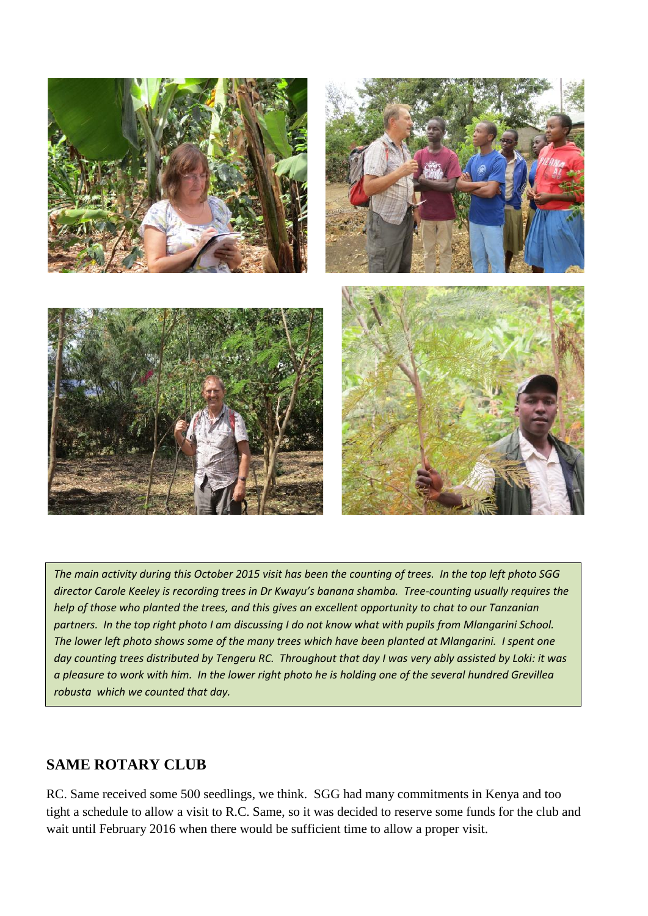*The main activity during this October 2015 visit has been the counting of trees. In the top left photo SGG director Carole Keeley is recording trees in Dr Kwayu's banana shamba. Tree-counting usually requires the help of those who planted the trees, and this gives an excellent opportunity to chat to our Tanzanian partners. In the top right photo I am discussing I do not know what with pupils from Mlangarini School. The lower left photo shows some of the many trees which have been planted at Mlangarini. I spent one day counting trees distributed by Tengeru RC. Throughout that day I was very ably assisted by Loki: it was a pleasure to work with him. In the lower right photo he is holding one of the several hundred Grevillea robusta which we counted that day.*

## SAME ROTARY CLUB

RC. Same received some 500 seedlings, we think. SGG had many commitments in Kenya and too tight a schedule to allow a visit to R.C. Same, so it was decided to reserve some funds for the club and wait until February 2016 when there would be sufficient time to allow a proper visit.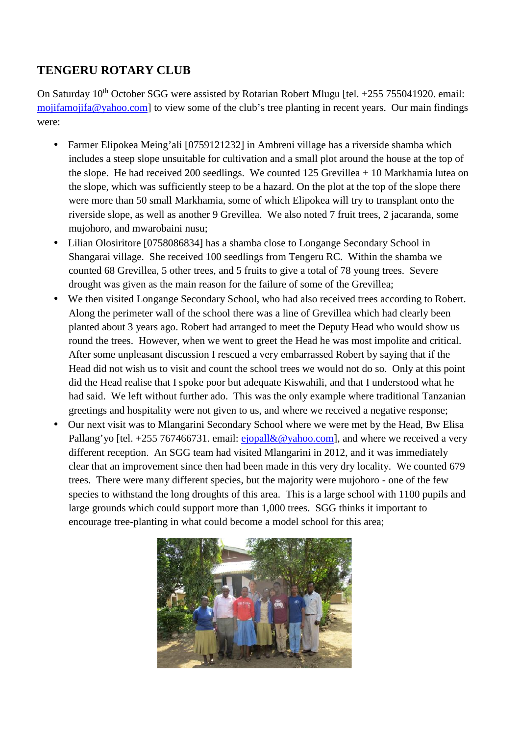## TENGERU ROTARY CLUB

On Saturday 10th October SGG were assisted by Rotarian Robert Mlugu [tel. +255 755041920. email: mojifamojifa@yahoo.com] to view some of the club's tree planting in recent years. Our main findings were:

- Farmer Elipokea Meing'ali [0759121232] in Ambreni village has a riverside shamba which includes a steep slope unsuitable for cultivation and a small plot around the house at the top of the slope. He had received 200 seedlings. We counted 125 Grevillea + 10 Markhamia lutea on the slope, which was sufficiently steep to be a hazard. On the plot at the top of the slope there were more than 50 small Markhamia, some of which Elipokea will try to transplant onto the riverside slope, as well as another 9 Grevillea. We also noted 7 fruit trees, 2 jacaranda, some mujohoro, and mwarobaini nusu;
- Lilian Olosiritore [0758086834] has a shamba close to Longange Secondary School in Shangarai village. She received 100 seedlings from Tengeru RC. Within the shamba we counted 68 Grevillea, 5 other trees, and 5 fruits to give a total of 78 young trees. Severe drought was given as the main reason for the failure of some of the Grevillea;
- We then visited Longange Secondary School, who had also received trees according to Robert. Along the perimeter wall of the school there was a line of Grevillea which had clearly been planted about 3 years ago. Robert had arranged to meet the Deputy Head who would show us round the trees. However, when we went to greet the Head he was most impolite and critical. After some unpleasant discussion I rescued a very embarrassed Robert by saying that if the Head did not wish us to visit and count the school trees we would not do so. Only at this point did the Head realise that I spoke poor but adequate Kiswahili, and that I understood what he had said. We left without further ado. This was the only example where traditional Tanzanian greetings and hospitality were not given to us, and where we received a negative response;
- Our next visit was to Mlangarini Secondary School where we were met by the Head, Bw Elisa Pallang'yo [tel. +255 767466731. email: ejopall&@yahoo.com], and where we received a very different reception. An SGG team had visited Mlangarini in 2012, and it was immediately clear that an improvement since then had been made in this very dry locality. We counted 679 trees. There were many different species, but the majority were mujohoro - one of the few species to withstand the long droughts of this area. This is a large school with 1100 pupils and large grounds which could support more than 1,000 trees. SGG thinks it important to encourage tree-planting in what could become a model school for this area;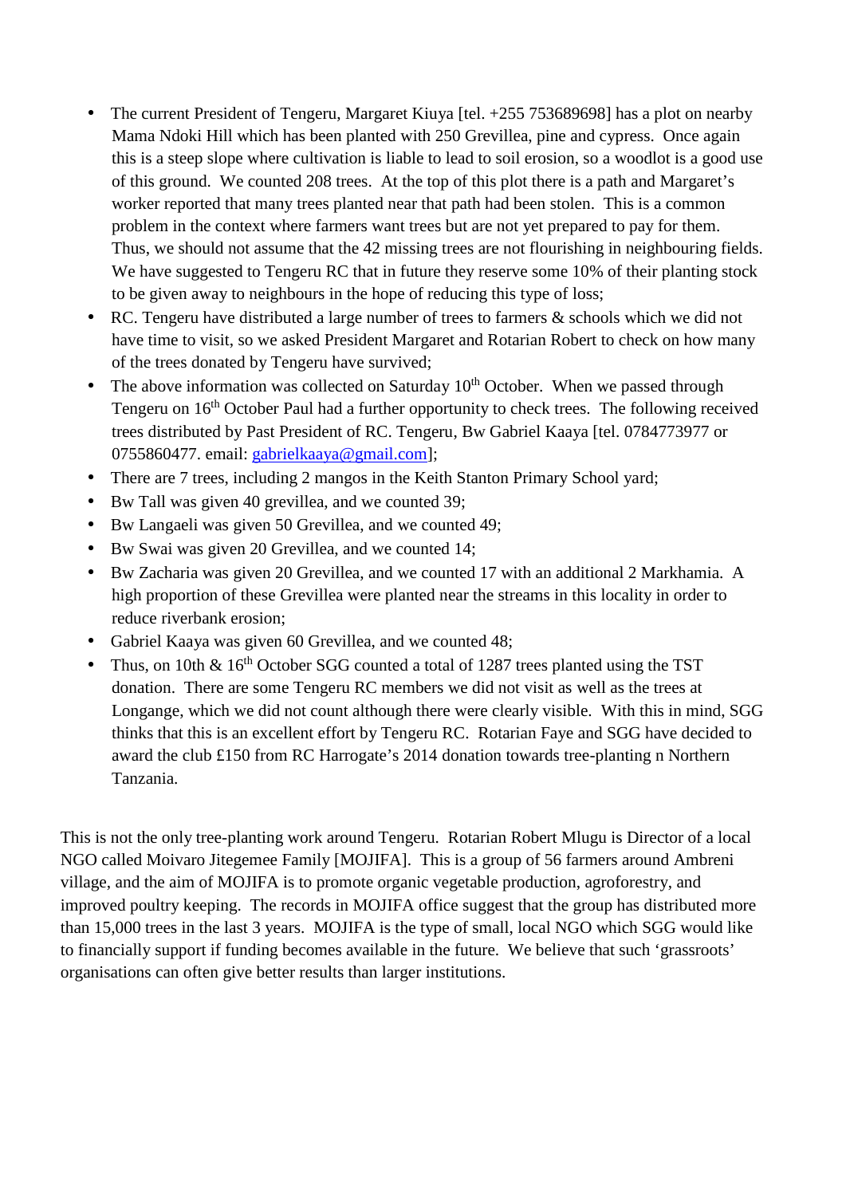- The current President of Tengeru, Margaret Kiuya [tel. +255 753689698] has a plot on nearby Mama Ndoki Hill which has been planted with 250 Grevillea, pine and cypress. Once again this is a steep slope where cultivation is liable to lead to soil erosion, so a woodlot is a good use of this ground. We counted 208 trees. At the top of this plot there is a path and Margaret's worker reported that many trees planted near that path had been stolen. This is a common problem in the context where farmers want trees but are not yet prepared to pay for them. Thus, we should not assume that the 42 missing trees are not flourishing in neighbouring fields. We have suggested to Tengeru RC that in future they reserve some 10% of their planting stock to be given away to neighbours in the hope of reducing this type of loss;
- RC. Tengeru have distributed a large number of trees to farmers & schools which we did not have time to visit, so we asked President Margaret and Rotarian Robert to check on how many of the trees donated by Tengeru have survived;
- The above information was collected on Saturday 10th October. When we passed through Tengeru on 16th October Paul had a further opportunity to check trees. The following received trees distributed by Past President of RC. Tengeru, Bw Gabriel Kaaya [tel. 0784773977 or 0755860477. email: gabrielkaaya@gmail.com];
- There are 7 trees, including 2 mangos in the Keith Stanton Primary School yard;
- Bw Tall was given 40 grevillea, and we counted 39;
- Bw Langaeli was given 50 Grevillea, and we counted 49;
- Bw Swai was given 20 Grevillea, and we counted 14;
- Bw Zacharia was given 20 Grevillea, and we counted 17 with an additional 2 Markhamia. A high proportion of these Grevillea were planted near the streams in this locality in order to reduce riverbank erosion;
- Gabriel Kaaya was given 60 Grevillea, and we counted 48;
- Thus, on 10th & 16th October SGG counted a total of 1287 trees planted using the TST donation. There are some Tengeru RC members we did not visit as well as the trees at Longange, which we did not count although there were clearly visible. With this in mind, SGG thinks that this is an excellent effort by Tengeru RC. Rotarian Faye and SGG have decided to award the club £150 from RC Harrogate's 2014 donation towards tree-planting n Northern Tanzania.

This is not the only tree-planting work around Tengeru. Rotarian Robert Mlugu is Director of a local NGO called Moivaro Jitegemee Family [MOJIFA]. This is a group of 56 farmers around Ambreni village, and the aim of MOJIFA is to promote organic vegetable production, agroforestry, and improved poultry keeping. The records in MOJIFA office suggest that the group has distributed more than 15,000 trees in the last 3 years. MOJIFA is the type of small, local NGO which SGG would like to financially support if funding becomes available in the future. We believe that such 'grassroots' organisations can often give better results than larger institutions.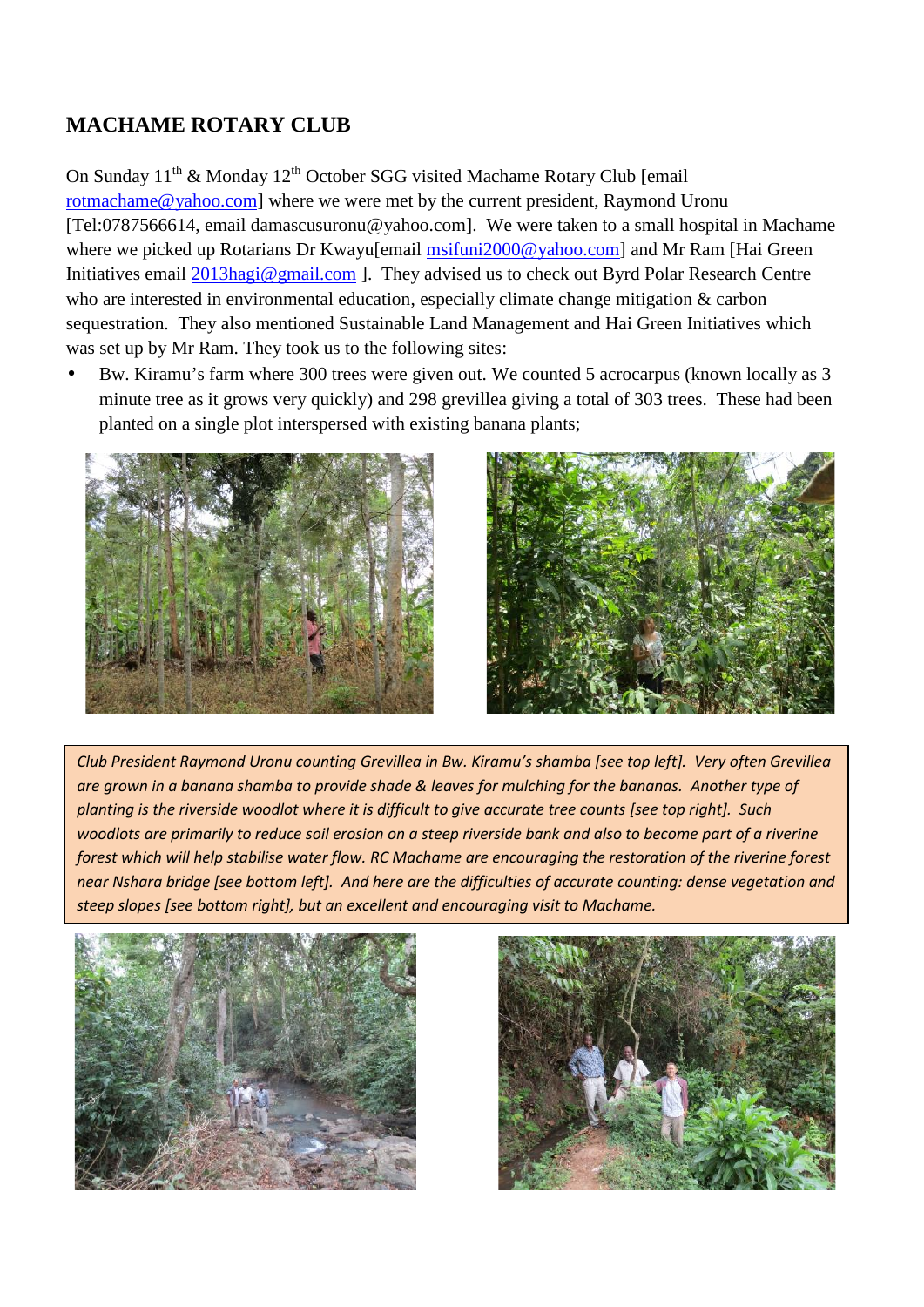## MACHAME ROTARY CLUB

On Sunday 11th & Monday 12th October SGG visited Machame Rotary Club [email rotmachame@yahoo.com] where we were met by the current president, Raymond Uronu [Tel:0787566614, email damascusuronu@yahoo.com]. We were taken to a small hospital in Machame where we picked up Rotarians Dr Kwayu[email msifuni2000@yahoo.com] and Mr Ram [Hai Green Initiatives email 2013hagi@gmail.com ]. They advised us to check out Byrd Polar Research Centre who are interested in environmental education, especially climate change mitigation & carbon sequestration. They also mentioned Sustainable Land Management and Hai Green Initiatives which was set up by Mr Ram. They took us to the following sites:

- Bw. Kiramu's farm where 300 trees were given out. We counted 5 acrocarpus (known locally as 3 minute tree as it grows very quickly) and 298 grevillea giving a total of 303 trees. These had been planted on a single plot interspersed with existing banana plants;

*Club President Raymond Uronu counting Grevillea in Bw. Kiramu's shamba [see top left]. Very often Grevillea are grown in a banana shamba to provide shade & leaves for mulching for the bananas. Another type of planting is the riverside woodlot where it is difficult to give accurate tree counts [see top right]. Such woodlots are primarily to reduce soil erosion on a steep riverside bank and also to become part of a riverine forest which will help stabilise water flow. RC Machame are encouraging the restoration of the riverine forest near Nshara bridge [see bottom left]. And here are the difficulties of accurate counting: dense vegetation and steep slopes [see bottom right], but an excellent and encouraging visit to Machame.*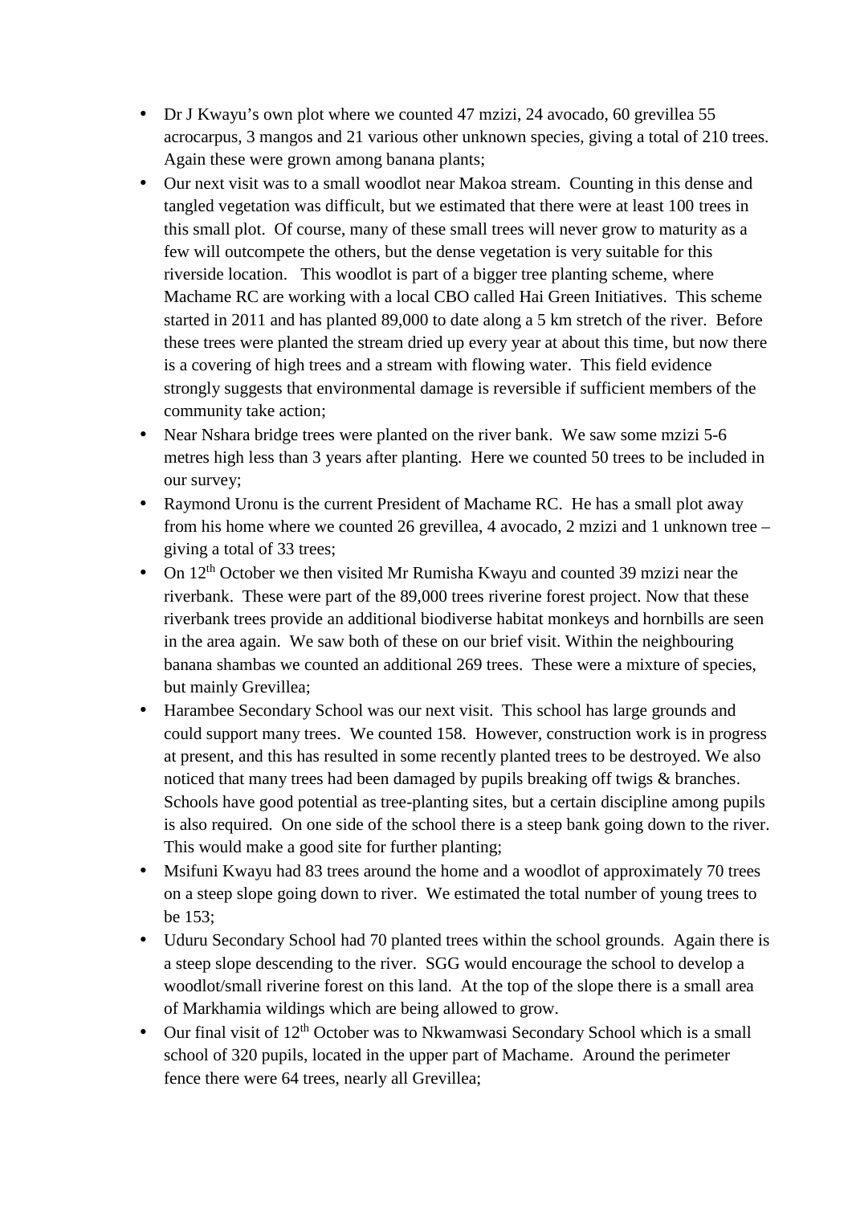- Dr J Kwayu's own plot where we counted 47 mzizi, 24 avocado, 60 grevillea 55 acrocarpus, 3 mangos and 21 various other unknown species, giving a total of 210 trees. Again these were grown among banana plants;
- Our next visit was to a small woodlot near Makoa stream. Counting in this dense and tangled vegetation was difficult, but we estimated that there were at least 100 trees in this small plot. Of course, many of these small trees will never grow to maturity as a few will outcompete the others, but the dense vegetation is very suitable for this riverside location. This woodlot is part of a bigger tree planting scheme, where Machame RC are working with a local CBO called Hai Green Initiatives. This scheme started in 2011 and has planted 89,000 to date along a 5 km stretch of the river. Before these trees were planted the stream dried up every year at about this time, but now there is a covering of high trees and a stream with flowing water. This field evidence strongly suggests that environmental damage is reversible if sufficient members of the community take action;
- Near Nshara bridge trees were planted on the river bank. We saw some mzizi 5-6 metres high less than 3 years after planting. Here we counted 50 trees to be included in our survey;
- Raymond Uronu is the current President of Machame RC. He has a small plot away from his home where we counted 26 grevillea, 4 avocado, 2 mzizi and 1 unknown tree – giving a total of 33 trees;
- On 12th October we then visited Mr Rumisha Kwayu and counted 39 mzizi near the riverbank. These were part of the 89,000 trees riverine forest project. Now that these riverbank trees provide an additional biodiverse habitat monkeys and hornbills are seen in the area again. We saw both of these on our brief visit. Within the neighbouring banana shambas we counted an additional 269 trees. These were a mixture of species, but mainly Grevillea;
- Harambee Secondary School was our next visit. This school has large grounds and could support many trees. We counted 158. However, construction work is in progress at present, and this has resulted in some recently planted trees to be destroyed. We also noticed that many trees had been damaged by pupils breaking off twigs & branches. Schools have good potential as tree-planting sites, but a certain discipline among pupils is also required. On one side of the school there is a steep bank going down to the river. This would make a good site for further planting;
- Msifuni Kwayu had 83 trees around the home and a woodlot of approximately 70 trees on a steep slope going down to river. We estimated the total number of young trees to be 153;
- Uduru Secondary School had 70 planted trees within the school grounds. Again there is a steep slope descending to the river. SGG would encourage the school to develop a woodlot/small riverine forest on this land. At the top of the slope there is a small area of Markhamia wildings which are being allowed to grow.
- Our final visit of 12th October was to Nkwamwasi Secondary School which is a small school of 320 pupils, located in the upper part of Machame. Around the perimeter fence there were 64 trees, nearly all Grevillea;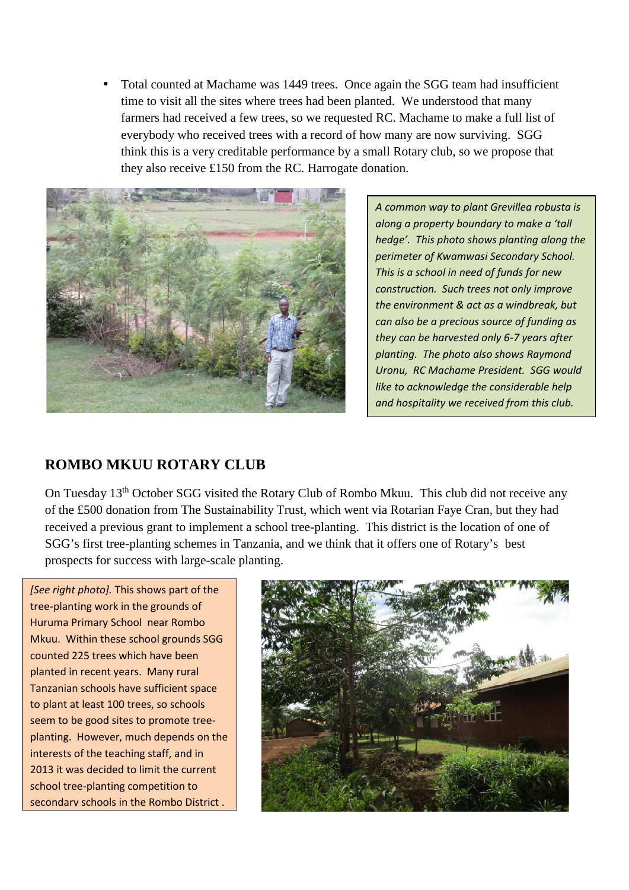- Total counted at Machame was 1449 trees. Once again the SGG team had insufficient time to visit all the sites where trees had been planted. We understood that many farmers had received a few trees, so we requested RC. Machame to make a full list of everybody who received trees with a record of how many are now surviving. SGG think this is a very creditable performance by a small Rotary club, so we propose that they also receive £150 from the RC. Harrogate donation.

*A common way to plant Grevillea robusta is along a property boundary to make a 'tall hedge'. This photo shows planting along the perimeter of Kwamwasi Secondary School. This is a school in need of funds for new construction. Such trees not only improve the environment & act as a windbreak, but can also be a precious source of funding as they can be harvested only 6-7 years after planting. The photo also shows Raymond Uronu, RC Machame President. SGG would like to acknowledge the considerable help and hospitality we received from this club.*

## ROMBO MKUU ROTARY CLUB

On Tuesday 13th October SGG visited the Rotary Club of Rombo Mkuu. This club did not receive any of the £500 donation from The Sustainability Trust, which went via Rotarian Faye Cran, but they had received a previous grant to implement a school tree-planting. This district is the location of one of SGG's first tree-planting schemes in Tanzania, and we think that it offers one of Rotary's best prospects for success with large-scale planting.

*[See right photo].* This shows part of the tree-planting work in the grounds of Huruma Primary School near Rombo Mkuu. Within these school grounds SGG counted 225 trees which have been planted in recent years. Many rural Tanzanian schools have sufficient space to plant at least 100 trees, so schools seem to be good sites to promote tree-planting. However, much depends on the interests of the teaching staff, and in 2013 it was decided to limit the current school tree-planting competition to secondary schools in the Rombo District .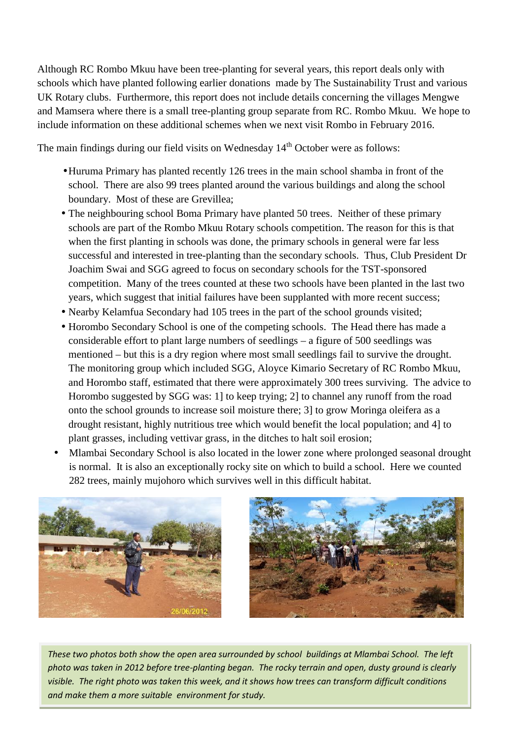Although RC Rombo Mkuu have been tree-planting for several years, this report deals only with schools which have planted following earlier donations made by The Sustainability Trust and various UK Rotary clubs. Furthermore, this report does not include details concerning the villages Mengwe and Mamsera where there is a small tree-planting group separate from RC. Rombo Mkuu. We hope to include information on these additional schemes when we next visit Rombo in February 2016.

The main findings during our field visits on Wednesday 14th October were as follows:

- Huruma Primary has planted recently 126 trees in the main school shamba in front of the school. There are also 99 trees planted around the various buildings and along the school boundary. Most of these are Grevillea;
- The neighbouring school Boma Primary have planted 50 trees. Neither of these primary schools are part of the Rombo Mkuu Rotary schools competition. The reason for this is that when the first planting in schools was done, the primary schools in general were far less successful and interested in tree-planting than the secondary schools. Thus, Club President Dr Joachim Swai and SGG agreed to focus on secondary schools for the TST-sponsored competition. Many of the trees counted at these two schools have been planted in the last two years, which suggest that initial failures have been supplanted with more recent success;
- Nearby Kelamfua Secondary had 105 trees in the part of the school grounds visited;
- Horombo Secondary School is one of the competing schools. The Head there has made a considerable effort to plant large numbers of seedlings – a figure of 500 seedlings was mentioned – but this is a dry region where most small seedlings fail to survive the drought. The monitoring group which included SGG, Aloyce Kimario Secretary of RC Rombo Mkuu, and Horombo staff, estimated that there were approximately 300 trees surviving. The advice to Horombo suggested by SGG was: 1] to keep trying; 2] to channel any runoff from the road onto the school grounds to increase soil moisture there; 3] to grow Moringa oleifera as a drought resistant, highly nutritious tree which would benefit the local population; and 4] to plant grasses, including vettivar grass, in the ditches to halt soil erosion;
- Mlambai Secondary School is also located in the lower zone where prolonged seasonal drought is normal. It is also an exceptionally rocky site on which to build a school. Here we counted 282 trees, mainly mujohoro which survives well in this difficult habitat.

*These two photos both show the open area surrounded by school buildings at Mlambai School. The left photo was taken in 2012 before tree-planting began. The rocky terrain and open, dusty ground is clearly visible. The right photo was taken this week, and it shows how trees can transform difficult conditions and make them a more suitable environment for study.*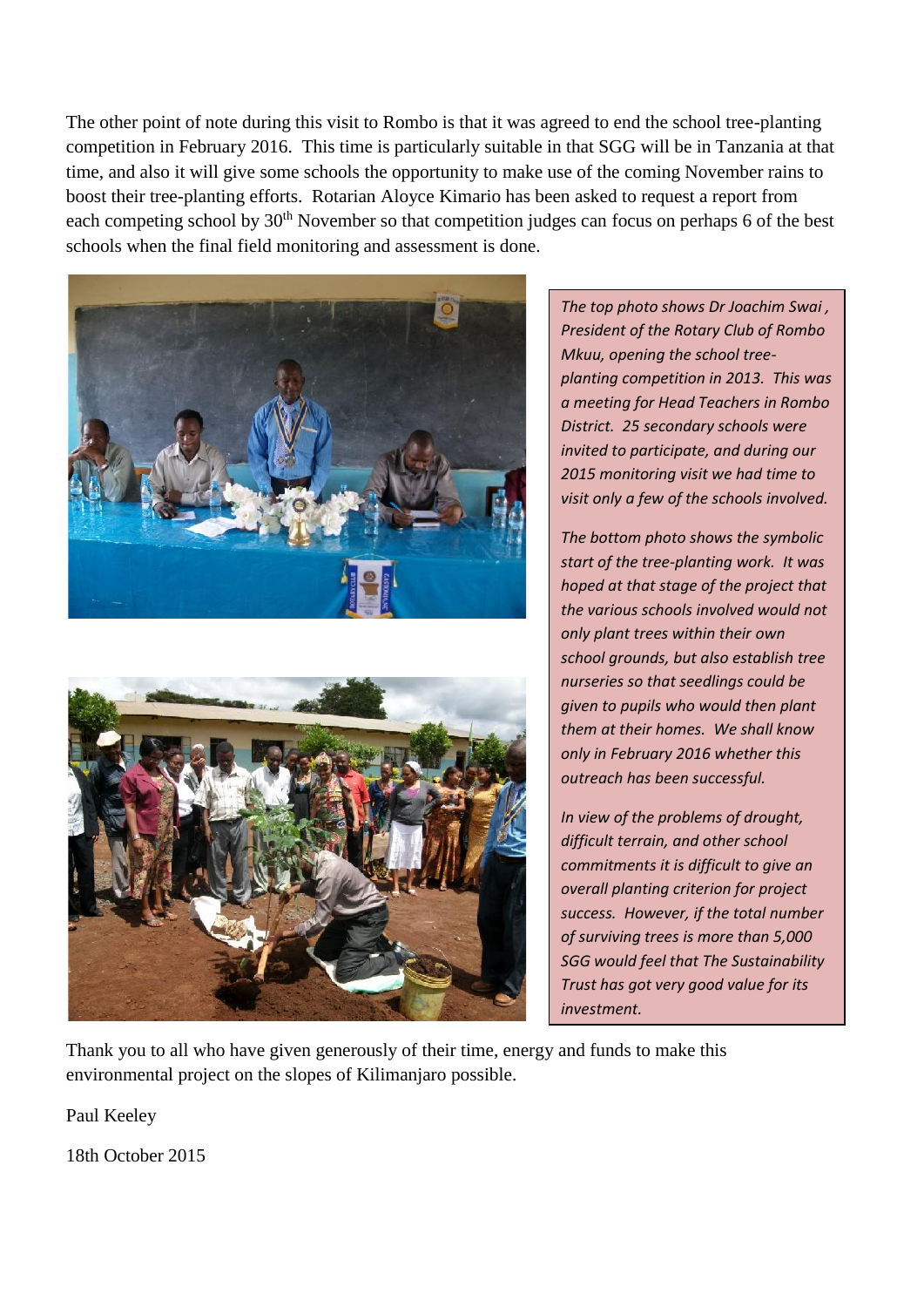The other point of note during this visit to Rombo is that it was agreed to end the school tree-planting competition in February 2016. This time is particularly suitable in that SGG will be in Tanzania at that time, and also it will give some schools the opportunity to make use of the coming November rains to boost their tree-planting efforts. Rotarian Aloyce Kimario has been asked to request a report from each competing school by 30th November so that competition judges can focus on perhaps 6 of the best schools when the final field monitoring and assessment is done.

*The top photo shows Dr Joachim Swai , President of the Rotary Club of Rombo Mkuu, opening the school tree-planting competition in 2013. This was a meeting for Head Teachers in Rombo District. 25 secondary schools were invited to participate, and during our 2015 monitoring visit we had time to visit only a few of the schools involved.*

*The bottom photo shows the symbolic start of the tree-planting work. It was hoped at that stage of the project that the various schools involved would not only plant trees within their own school grounds, but also establish tree nurseries so that seedlings could be given to pupils who would then plant them at their homes. We shall know only in February 2016 whether this outreach has been successful.*

*In view of the problems of drought, difficult terrain, and other school commitments it is difficult to give an overall planting criterion for project success. However, if the total number of surviving trees is more than 5,000 SGG would feel that The Sustainability Trust has got very good value for its investment.*

Thank you to all who have given generously of their time, energy and funds to make this environmental project on the slopes of Kilimanjaro possible.

Paul Keeley

18th October 2015